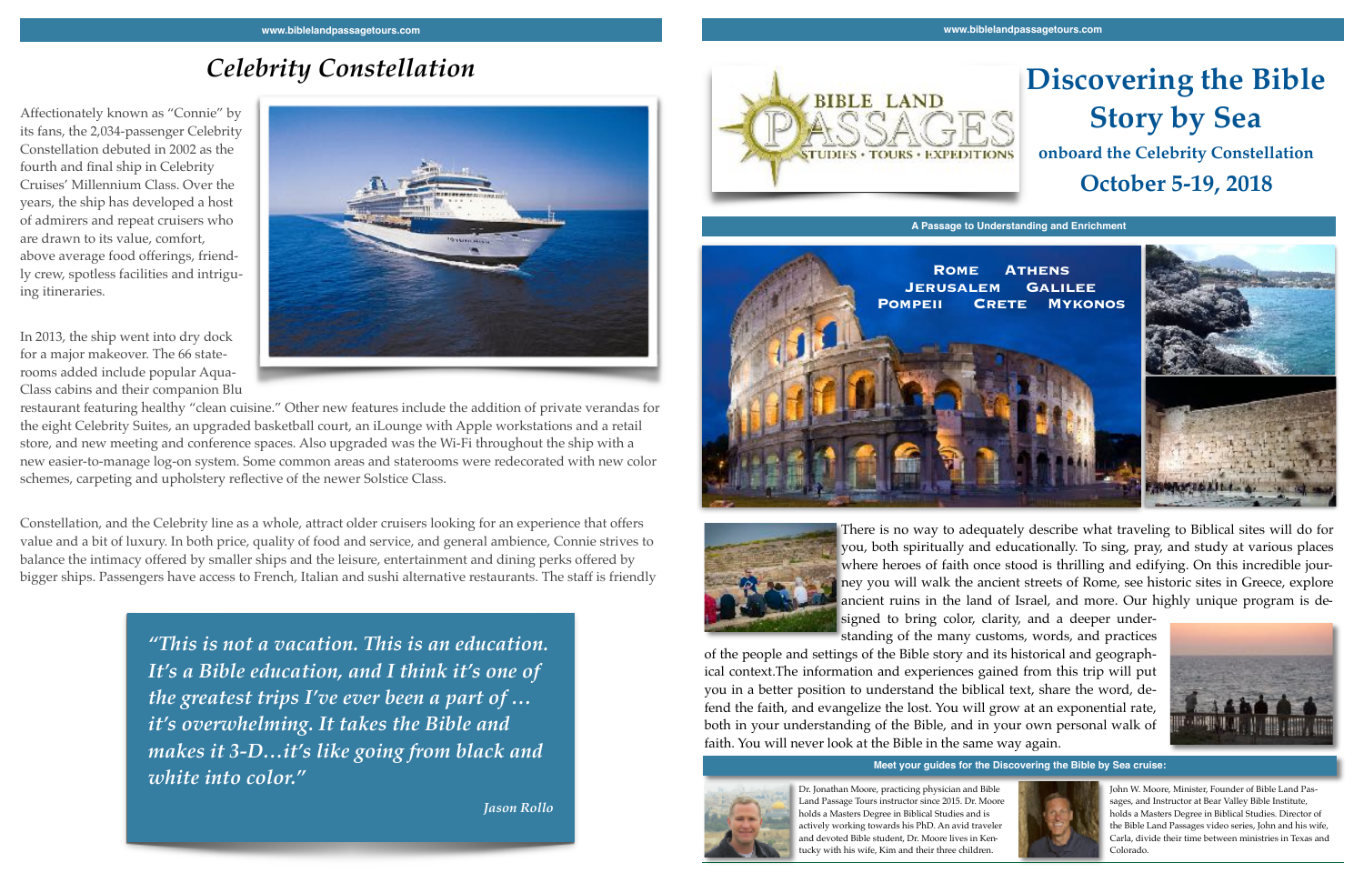# Celebrity Constellation

Affectionately known as "Connie" by its fans, the 2,034-passenger Celebrity Constellation debuted in 2002 as the fourth and final ship in Celebrity Cruises' Millennium Class. Over the years, the ship has developed a host of admirers and repeat cruisers who are drawn to its value, comfort, above average food offerings, friendly crew, spotless facilities and intriguing itineraries.

In 2013, the ship went into dry dock for a major makeover. The 66 staterooms added include popular Aqua-Class cabins and their companion Blu restaurant featuring healthy "clean cuisine." Other new features include the addition of private verandas for the eight Celebrity Suites, an upgraded basketball court, an iLounge with Apple workstations and a retail store, and new meeting and conference spaces. Also upgraded was the Wi-Fi throughout the ship with a new easier-to-manage log-on system. Some common areas and staterooms were redecorated with new color schemes, carpeting and upholstery reflective of the newer Solstice Class.

Constellation, and the Celebrity line as a whole, attract older cruisers looking for an experience that offers value and a bit of luxury. In both price, quality of food and service, and general ambience, Connie strives to balance the intimacy offered by smaller ships and the leisure, entertainment and dining perks offered by bigger ships. Passengers have access to French, Italian and sushi alternative restaurants. The staff is friendly

> *"This is not a vacation. This is an education. It's a Bible education, and I think it's one of the greatest trips I've ever been a part of … it's overwhelming. It takes the Bible and makes it 3-D…it's like going from black and white into color."*
>
> *Jason Rollo*

BIBLE LAND PASSAGES
STUDIES • TOURS • EXPEDITIONS

# Discovering the Bible Story by Sea

## onboard the Celebrity Constellation

## October 5-19, 2018

**A Passage to Understanding and Enrichment**

ROME ATHENS JERUSALEM GALILEE POMPEII CRETE MYKONOS

There is no way to adequately describe what traveling to Biblical sites will do for you, both spiritually and educationally. To sing, pray, and study at various places where heroes of faith once stood is thrilling and edifying. On this incredible journey you will walk the ancient streets of Rome, see historic sites in Greece, explore ancient ruins in the land of Israel, and more. Our highly unique program is designed to bring color, clarity, and a deeper understanding of the many customs, words, and practices of the people and settings of the Bible story and its historical and geographical context.The information and experiences gained from this trip will put you in a better position to understand the biblical text, share the word, defend the faith, and evangelize the lost. You will grow at an exponential rate, both in your understanding of the Bible, and in your own personal walk of faith. You will never look at the Bible in the same way again.

**Meet your guides for the Discovering the Bible by Sea cruise:**

Dr. Jonathan Moore, practicing physician and Bible Land Passage Tours instructor since 2015. Dr. Moore holds a Masters Degree in Biblical Studies and is actively working towards his PhD. An avid traveler and devoted Bible student, Dr. Moore lives in Kentucky with his wife, Kim and their three children.

John W. Moore, Minister, Founder of Bible Land Passages, and Instructor at Bear Valley Bible Institute, holds a Masters Degree in Biblical Studies. Director of the Bible Land Passages video series, John and his wife, Carla, divide their time between ministries in Texas and Colorado.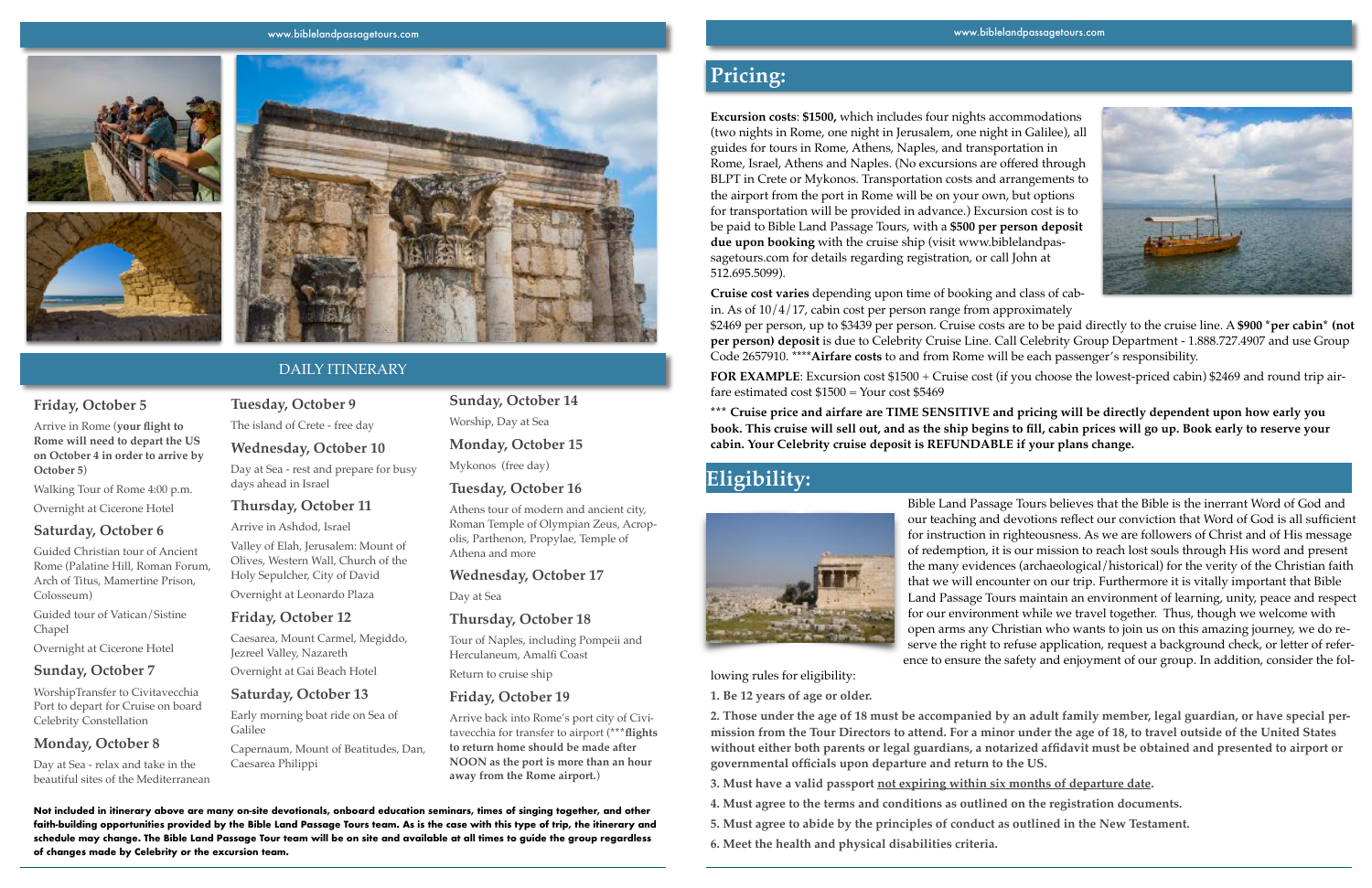## DAILY ITINERARY

### Friday, October 5

Arrive in Rome (**your flight to Rome will need to depart the US on October 4 in order to arrive by October 5**)

Walking Tour of Rome 4:00 p.m.

Overnight at Cicerone Hotel

### Saturday, October 6

Guided Christian tour of Ancient Rome (Palatine Hill, Roman Forum, Arch of Titus, Mamertine Prison, Colosseum)

Guided tour of Vatican/Sistine Chapel

Overnight at Cicerone Hotel

### Sunday, October 7

WorshipTransfer to Civitavecchia Port to depart for Cruise on board Celebrity Constellation

### Monday, October 8

Day at Sea - relax and take in the beautiful sites of the Mediterranean

### Tuesday, October 9

The island of Crete - free day

### Wednesday, October 10

Day at Sea - rest and prepare for busy days ahead in Israel

### Thursday, October 11

Arrive in Ashdod, Israel

Valley of Elah, Jerusalem: Mount of Olives, Western Wall, Church of the Holy Sepulcher, City of David

Overnight at Leonardo Plaza

### Friday, October 12

Caesarea, Mount Carmel, Megiddo, Jezreel Valley, Nazareth

Overnight at Gai Beach Hotel

### Saturday, October 13

Early morning boat ride on Sea of Galilee

Capernaum, Mount of Beatitudes, Dan, Caesarea Philippi

### Sunday, October 14

Worship, Day at Sea

### Monday, October 15

Mykonos (free day)

### Tuesday, October 16

Athens tour of modern and ancient city, Roman Temple of Olympian Zeus, Acropolis, Parthenon, Propylae, Temple of Athena and more

### Wednesday, October 17

Day at Sea

### Thursday, October 18

Tour of Naples, including Pompeii and Herculaneum, Amalfi Coast

Return to cruise ship

### Friday, October 19

Arrive back into Rome's port city of Civitavecchia for transfer to airport (*****flights to return home should be made after NOON as the port is more than an hour away from the Rome airport.**)

**Not included in itinerary above are many on-site devotionals, onboard education seminars, times of singing together, and other faith-building opportunities provided by the Bible Land Passage Tours team. As is the case with this type of trip, the itinerary and schedule may change. The Bible Land Passage Tour team will be on site and available at all times to guide the group regardless of changes made by Celebrity or the excursion team.**

## Pricing:

**Excursion costs**: **$1500,** which includes four nights accommodations (two nights in Rome, one night in Jerusalem, one night in Galilee), all guides for tours in Rome, Athens, Naples, and transportation in Rome, Israel, Athens and Naples. (No excursions are offered through BLPT in Crete or Mykonos. Transportation costs and arrangements to the airport from the port in Rome will be on your own, but options for transportation will be provided in advance.) Excursion cost is to be paid to Bible Land Passage Tours, with a **$500 per person deposit due upon booking** with the cruise ship (visit www.biblelandpassagetours.com for details regarding registration, or call John at 512.695.5099).

**Cruise cost varies** depending upon time of booking and class of cabin. As of 10/4/17, cabin cost per person range from approximately $2469 per person, up to $3439 per person. Cruise costs are to be paid directly to the cruise line. A **$900 *per cabin* (not per person) deposit** is due to Celebrity Cruise Line. Call Celebrity Group Department - 1.888.727.4907 and use Group Code 2657910. ****Airfare costs** to and from Rome will be each passenger's responsibility.

**FOR EXAMPLE**: Excursion cost $1500 + Cruise cost (if you choose the lowest-priced cabin) $2469 and round trip airfare estimated cost $1500 = Your cost $5469

*** **Cruise price and airfare are TIME SENSITIVE and pricing will be directly dependent upon how early you book. This cruise will sell out, and as the ship begins to fill, cabin prices will go up. Book early to reserve your cabin. Your Celebrity cruise deposit is REFUNDABLE if your plans change.**

## Eligibility:

Bible Land Passage Tours believes that the Bible is the inerrant Word of God and our teaching and devotions reflect our conviction that Word of God is all sufficient for instruction in righteousness. As we are followers of Christ and of His message of redemption, it is our mission to reach lost souls through His word and present the many evidences (archaeological/historical) for the verity of the Christian faith that we will encounter on our trip. Furthermore it is vitally important that Bible Land Passage Tours maintain an environment of learning, unity, peace and respect for our environment while we travel together. Thus, though we welcome with open arms any Christian who wants to join us on this amazing journey, we do reserve the right to refuse application, request a background check, or letter of reference to ensure the safety and enjoyment of our group. In addition, consider the following rules for eligibility:

1. **Be 12 years of age or older.**
2. **Those under the age of 18 must be accompanied by an adult family member, legal guardian, or have special permission from the Tour Directors to attend. For a minor under the age of 18, to travel outside of the United States without either both parents or legal guardians, a notarized affidavit must be obtained and presented to airport or governmental officials upon departure and return to the US.**
3. **Must have a valid passport not expiring within six months of departure date.**
4. **Must agree to the terms and conditions as outlined on the registration documents.**
5. **Must agree to abide by the principles of conduct as outlined in the New Testament.**
6. **Meet the health and physical disabilities criteria.**